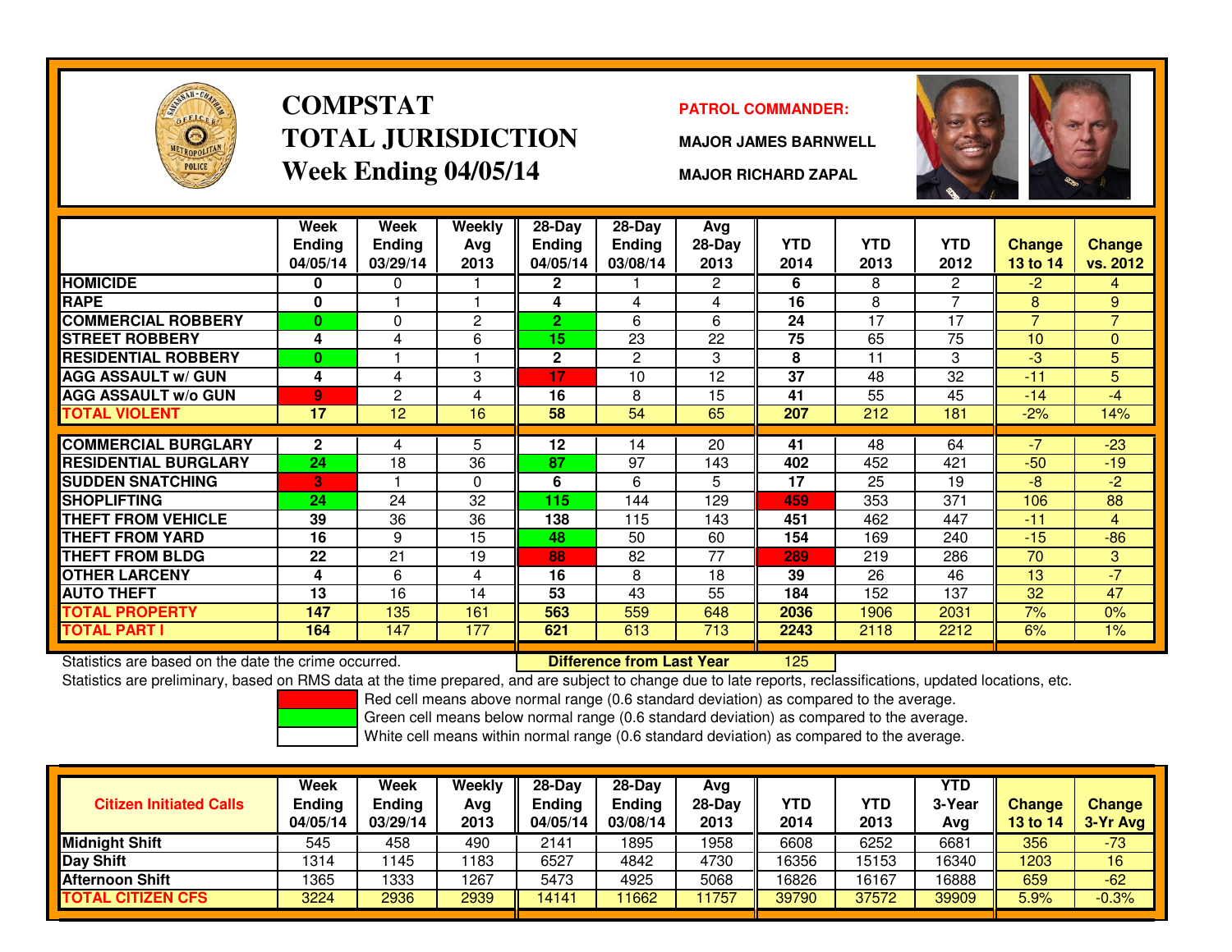# COMPSTAT TOTAL JURISDICTION Week Ending 04/05/14

**PATROL COMMANDER:**

**MAJOR JAMES BARNWELL**

**MAJOR RICHARD ZAPAL**

| | Week Ending 04/05/14 | Week Ending 03/29/14 | Weekly Avg 2013 | 28-Day Ending 04/05/14 | 28-Day Ending 03/08/14 | Avg 28-Day 2013 | YTD 2014 | YTD 2013 | YTD 2012 | Change 13 to 14 | Change vs. 2012 |
|---|---|---|---|---|---|---|---|---|---|---|---|
| **HOMICIDE** | 0 | 0 | 1 | 2 | 1 | 2 | 6 | 8 | 2 | -2 | 4 |
| **RAPE** | 0 | 1 | 1 | 4 | 4 | 4 | 16 | 8 | 7 | 8 | 9 |
| **COMMERCIAL ROBBERY** | 0 | 0 | 2 | 2 | 6 | 6 | 24 | 17 | 17 | 7 | 7 |
| **STREET ROBBERY** | 4 | 4 | 6 | 15 | 23 | 22 | 75 | 65 | 75 | 10 | 0 |
| **RESIDENTIAL ROBBERY** | 0 | 1 | 1 | 2 | 2 | 3 | 8 | 11 | 3 | -3 | 5 |
| **AGG ASSAULT w/ GUN** | 4 | 4 | 3 | 17 | 10 | 12 | 37 | 48 | 32 | -11 | 5 |
| **AGG ASSAULT w/o GUN** | 9 | 2 | 4 | 16 | 8 | 15 | 41 | 55 | 45 | -14 | -4 |
| **TOTAL VIOLENT** | 17 | 12 | 16 | 58 | 54 | 65 | 207 | 212 | 181 | -2% | 14% |
| **COMMERCIAL BURGLARY** | 2 | 4 | 5 | 12 | 14 | 20 | 41 | 48 | 64 | -7 | -23 |
| **RESIDENTIAL BURGLARY** | 24 | 18 | 36 | 87 | 97 | 143 | 402 | 452 | 421 | -50 | -19 |
| **SUDDEN SNATCHING** | 3 | 1 | 0 | 6 | 6 | 5 | 17 | 25 | 19 | -8 | -2 |
| **SHOPLIFTING** | 24 | 24 | 32 | 115 | 144 | 129 | 459 | 353 | 371 | 106 | 88 |
| **THEFT FROM VEHICLE** | 39 | 36 | 36 | 138 | 115 | 143 | 451 | 462 | 447 | -11 | 4 |
| **THEFT FROM YARD** | 16 | 9 | 15 | 48 | 50 | 60 | 154 | 169 | 240 | -15 | -86 |
| **THEFT FROM BLDG** | 22 | 21 | 19 | 88 | 82 | 77 | 289 | 219 | 286 | 70 | 3 |
| **OTHER LARCENY** | 4 | 6 | 4 | 16 | 8 | 18 | 39 | 26 | 46 | 13 | -7 |
| **AUTO THEFT** | 13 | 16 | 14 | 53 | 43 | 55 | 184 | 152 | 137 | 32 | 47 |
| **TOTAL PROPERTY** | 147 | 135 | 161 | 563 | 559 | 648 | 2036 | 1906 | 2031 | 7% | 0% |
| **TOTAL PART I** | 164 | 147 | 177 | 621 | 613 | 713 | 2243 | 2118 | 2212 | 6% | 1% |

Statistics are based on the date the crime occurred. **Difference from Last Year** 125

Statistics are preliminary, based on RMS data at the time prepared, and are subject to change due to late reports, reclassifications, updated locations, etc.

Red cell means above normal range (0.6 standard deviation) as compared to the average.
Green cell means below normal range (0.6 standard deviation) as compared to the average.
White cell means within normal range (0.6 standard deviation) as compared to the average.

| Citizen Initiated Calls | Week Ending 04/05/14 | Week Ending 03/29/14 | Weekly Avg 2013 | 28-Day Ending 04/05/14 | 28-Day Ending 03/08/14 | Avg 28-Day 2013 | YTD 2014 | YTD 2013 | YTD 3-Year Avg | Change 13 to 14 | Change 3-Yr Avg |
|---|---|---|---|---|---|---|---|---|---|---|---|
| **Midnight Shift** | 545 | 458 | 490 | 2141 | 1895 | 1958 | 6608 | 6252 | 6681 | 356 | -73 |
| **Day Shift** | 1314 | 1145 | 1183 | 6527 | 4842 | 4730 | 16356 | 15153 | 16340 | 1203 | 16 |
| **Afternoon Shift** | 1365 | 1333 | 1267 | 5473 | 4925 | 5068 | 16826 | 16167 | 16888 | 659 | -62 |
| **TOTAL CITIZEN CFS** | 3224 | 2936 | 2939 | 14141 | 11662 | 11757 | 39790 | 37572 | 39909 | 5.9% | -0.3% |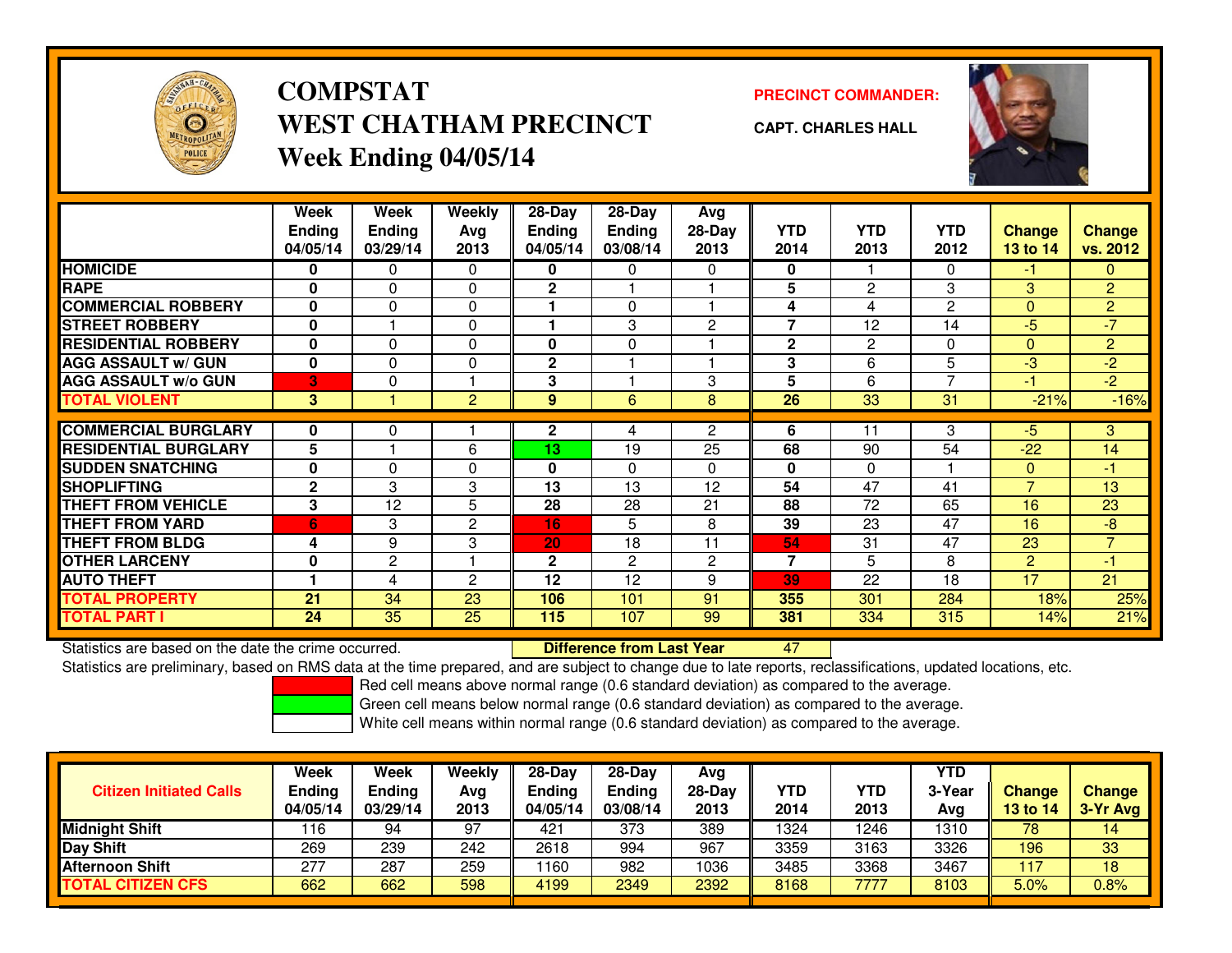# COMPSTAT
# WEST CHATHAM PRECINCT
## Week Ending 04/05/14

**PRECINCT COMMANDER:**

**CAPT. CHARLES HALL**

| | Week Ending 04/05/14 | Week Ending 03/29/14 | Weekly Avg 2013 | 28-Day Ending 04/05/14 | 28-Day Ending 03/08/14 | Avg 28-Day 2013 | YTD 2014 | YTD 2013 | YTD 2012 | Change 13 to 14 | Change vs. 2012 |
|---|---|---|---|---|---|---|---|---|---|---|---|
| HOMICIDE | 0 | 0 | 0 | 0 | 0 | 0 | 0 | 1 | 0 | -1 | 0 |
| RAPE | 0 | 0 | 0 | 2 | 1 | 1 | 5 | 2 | 3 | 3 | 2 |
| COMMERCIAL ROBBERY | 0 | 0 | 0 | 1 | 0 | 1 | 4 | 4 | 2 | 0 | 2 |
| STREET ROBBERY | 0 | 1 | 0 | 1 | 3 | 2 | 7 | 12 | 14 | -5 | -7 |
| RESIDENTIAL ROBBERY | 0 | 0 | 0 | 0 | 0 | 1 | 2 | 2 | 0 | 0 | 2 |
| AGG ASSAULT w/ GUN | 0 | 0 | 0 | 2 | 1 | 1 | 3 | 6 | 5 | -3 | -2 |
| AGG ASSAULT w/o GUN | 3 | 0 | 1 | 3 | 1 | 3 | 5 | 6 | 7 | -1 | -2 |
| TOTAL VIOLENT | 3 | 1 | 2 | 9 | 6 | 8 | 26 | 33 | 31 | -21% | -16% |
| COMMERCIAL BURGLARY | 0 | 0 | 1 | 2 | 4 | 2 | 6 | 11 | 3 | -5 | 3 |
| RESIDENTIAL BURGLARY | 5 | 1 | 6 | 13 | 19 | 25 | 68 | 90 | 54 | -22 | 14 |
| SUDDEN SNATCHING | 0 | 0 | 0 | 0 | 0 | 0 | 0 | 0 | 1 | 0 | -1 |
| SHOPLIFTING | 2 | 3 | 3 | 13 | 13 | 12 | 54 | 47 | 41 | 7 | 13 |
| THEFT FROM VEHICLE | 3 | 12 | 5 | 28 | 28 | 21 | 88 | 72 | 65 | 16 | 23 |
| THEFT FROM YARD | 6 | 3 | 2 | 16 | 5 | 8 | 39 | 23 | 47 | 16 | -8 |
| THEFT FROM BLDG | 4 | 9 | 3 | 20 | 18 | 11 | 54 | 31 | 47 | 23 | 7 |
| OTHER LARCENY | 0 | 2 | 1 | 2 | 2 | 2 | 7 | 5 | 8 | 2 | -1 |
| AUTO THEFT | 1 | 4 | 2 | 12 | 12 | 9 | 39 | 22 | 18 | 17 | 21 |
| TOTAL PROPERTY | 21 | 34 | 23 | 106 | 101 | 91 | 355 | 301 | 284 | 18% | 25% |
| TOTAL PART I | 24 | 35 | 25 | 115 | 107 | 99 | 381 | 334 | 315 | 14% | 21% |

Statistics are based on the date the crime occurred. **Difference from Last Year** 47

Statistics are preliminary, based on RMS data at the time prepared, and are subject to change due to late reports, reclassifications, updated locations, etc.

Red cell means above normal range (0.6 standard deviation) as compared to the average.

Green cell means below normal range (0.6 standard deviation) as compared to the average.

White cell means within normal range (0.6 standard deviation) as compared to the average.

| Citizen Initiated Calls | Week Ending 04/05/14 | Week Ending 03/29/14 | Weekly Avg 2013 | 28-Day Ending 04/05/14 | 28-Day Ending 03/08/14 | Avg 28-Day 2013 | YTD 2014 | YTD 2013 | YTD 3-Year Avg | Change 13 to 14 | Change 3-Yr Avg |
|---|---|---|---|---|---|---|---|---|---|---|---|
| Midnight Shift | 116 | 94 | 97 | 421 | 373 | 389 | 1324 | 1246 | 1310 | 78 | 14 |
| Day Shift | 269 | 239 | 242 | 2618 | 994 | 967 | 3359 | 3163 | 3326 | 196 | 33 |
| Afternoon Shift | 277 | 287 | 259 | 1160 | 982 | 1036 | 3485 | 3368 | 3467 | 117 | 18 |
| TOTAL CITIZEN CFS | 662 | 662 | 598 | 4199 | 2349 | 2392 | 8168 | 7777 | 8103 | 5.0% | 0.8% |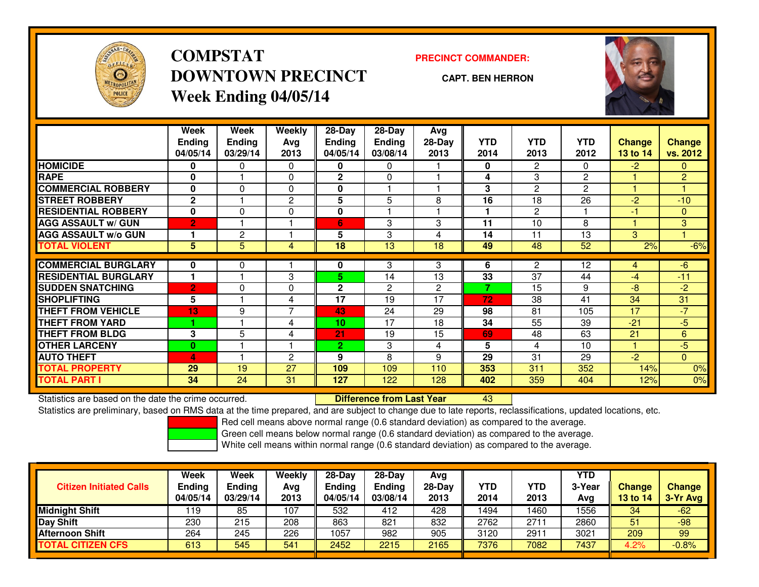# COMPSTAT
# DOWNTOWN PRECINCT
## Week Ending 04/05/14

**PRECINCT COMMANDER:**

**CAPT. BEN HERRON**

| | Week Ending 04/05/14 | Week Ending 03/29/14 | Weekly Avg 2013 | 28-Day Ending 04/05/14 | 28-Day Ending 03/08/14 | Avg 28-Day 2013 | YTD 2014 | YTD 2013 | YTD 2012 | Change 13 to 14 | Change vs. 2012 |
|---|---|---|---|---|---|---|---|---|---|---|---|
| HOMICIDE | 0 | 0 | 0 | 0 | 0 | 1 | 0 | 2 | 0 | -2 | 0 |
| RAPE | 0 | 1 | 0 | 2 | 0 | 1 | 4 | 3 | 2 | 1 | 2 |
| COMMERCIAL ROBBERY | 0 | 0 | 0 | 0 | 1 | 1 | 3 | 2 | 2 | 1 | 1 |
| STREET ROBBERY | 2 | 1 | 2 | 5 | 5 | 8 | 16 | 18 | 26 | -2 | -10 |
| RESIDENTIAL ROBBERY | 0 | 0 | 0 | 0 | 1 | 1 | 1 | 2 | 1 | -1 | 0 |
| AGG ASSAULT w/ GUN | 2 | 1 | 1 | 6 | 3 | 3 | 11 | 10 | 8 | 1 | 3 |
| AGG ASSAULT w/o GUN | 1 | 2 | 1 | 5 | 3 | 4 | 14 | 11 | 13 | 3 | 1 |
| TOTAL VIOLENT | 5 | 5 | 4 | 18 | 13 | 18 | 49 | 48 | 52 | 2% | -6% |
| COMMERCIAL BURGLARY | 0 | 0 | 1 | 0 | 3 | 3 | 6 | 2 | 12 | 4 | -6 |
| RESIDENTIAL BURGLARY | 1 | 1 | 3 | 5 | 14 | 13 | 33 | 37 | 44 | -4 | -11 |
| SUDDEN SNATCHING | 2 | 0 | 0 | 2 | 2 | 2 | 7 | 15 | 9 | -8 | -2 |
| SHOPLIFTING | 5 | 1 | 4 | 17 | 19 | 17 | 72 | 38 | 41 | 34 | 31 |
| THEFT FROM VEHICLE | 13 | 9 | 7 | 43 | 24 | 29 | 98 | 81 | 105 | 17 | -7 |
| THEFT FROM YARD | 1 | 1 | 4 | 10 | 17 | 18 | 34 | 55 | 39 | -21 | -5 |
| THEFT FROM BLDG | 3 | 5 | 4 | 21 | 19 | 15 | 69 | 48 | 63 | 21 | 6 |
| OTHER LARCENY | 0 | 1 | 1 | 2 | 3 | 4 | 5 | 4 | 10 | 1 | -5 |
| AUTO THEFT | 4 | 1 | 2 | 9 | 8 | 9 | 29 | 31 | 29 | -2 | 0 |
| TOTAL PROPERTY | 29 | 19 | 27 | 109 | 109 | 110 | 353 | 311 | 352 | 14% | 0% |
| TOTAL PART I | 34 | 24 | 31 | 127 | 122 | 128 | 402 | 359 | 404 | 12% | 0% |

Statistics are based on the date the crime occurred. **Difference from Last Year** 43

Statistics are preliminary, based on RMS data at the time prepared, and are subject to change due to late reports, reclassifications, updated locations, etc.

Red cell means above normal range (0.6 standard deviation) as compared to the average.
Green cell means below normal range (0.6 standard deviation) as compared to the average.
White cell means within normal range (0.6 standard deviation) as compared to the average.

| Citizen Initiated Calls | Week Ending 04/05/14 | Week Ending 03/29/14 | Weekly Avg 2013 | 28-Day Ending 04/05/14 | 28-Day Ending 03/08/14 | Avg 28-Day 2013 | YTD 2014 | YTD 2013 | YTD 3-Year Avg | Change 13 to 14 | Change 3-Yr Avg |
|---|---|---|---|---|---|---|---|---|---|---|---|
| Midnight Shift | 119 | 85 | 107 | 532 | 412 | 428 | 1494 | 1460 | 1556 | 34 | -62 |
| Day Shift | 230 | 215 | 208 | 863 | 821 | 832 | 2762 | 2711 | 2860 | 51 | -98 |
| Afternoon Shift | 264 | 245 | 226 | 1057 | 982 | 905 | 3120 | 2911 | 3021 | 209 | 99 |
| TOTAL CITIZEN CFS | 613 | 545 | 541 | 2452 | 2215 | 2165 | 7376 | 7082 | 7437 | 4.2% | -0.8% |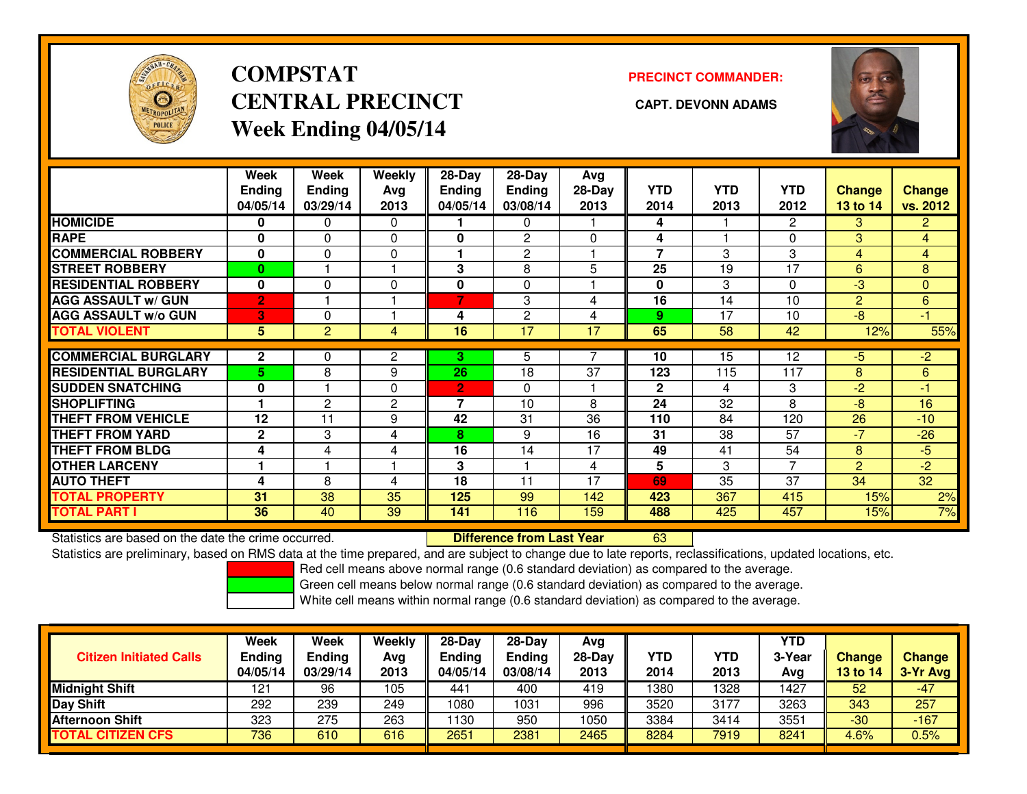# COMPSTAT CENTRAL PRECINCT Week Ending 04/05/14

**PRECINCT COMMANDER:** CAPT. DEVONN ADAMS

| | Week Ending 04/05/14 | Week Ending 03/29/14 | Weekly Avg 2013 | 28-Day Ending 04/05/14 | 28-Day Ending 03/08/14 | Avg 28-Day 2013 | YTD 2014 | YTD 2013 | YTD 2012 | Change 13 to 14 | Change vs. 2012 |
|---|---|---|---|---|---|---|---|---|---|---|---|
| HOMICIDE | 0 | 0 | 0 | 1 | 0 | 1 | 4 | 1 | 2 | 3 | 2 |
| RAPE | 0 | 0 | 0 | 0 | 2 | 0 | 4 | 1 | 0 | 3 | 4 |
| COMMERCIAL ROBBERY | 0 | 0 | 0 | 1 | 2 | 1 | 7 | 3 | 3 | 4 | 4 |
| STREET ROBBERY | 0 | 1 | 1 | 3 | 8 | 5 | 25 | 19 | 17 | 6 | 8 |
| RESIDENTIAL ROBBERY | 0 | 0 | 0 | 0 | 0 | 1 | 0 | 3 | 0 | -3 | 0 |
| AGG ASSAULT w/ GUN | 2 | 1 | 1 | 7 | 3 | 4 | 16 | 14 | 10 | 2 | 6 |
| AGG ASSAULT w/o GUN | 3 | 0 | 1 | 4 | 2 | 4 | 9 | 17 | 10 | -8 | -1 |
| TOTAL VIOLENT | 5 | 2 | 4 | 16 | 17 | 17 | 65 | 58 | 42 | 12% | 55% |
| COMMERCIAL BURGLARY | 2 | 0 | 2 | 3 | 5 | 7 | 10 | 15 | 12 | -5 | -2 |
| RESIDENTIAL BURGLARY | 5 | 8 | 9 | 26 | 18 | 37 | 123 | 115 | 117 | 8 | 6 |
| SUDDEN SNATCHING | 0 | 1 | 0 | 2 | 0 | 1 | 2 | 4 | 3 | -2 | -1 |
| SHOPLIFTING | 1 | 2 | 2 | 7 | 10 | 8 | 24 | 32 | 8 | -8 | 16 |
| THEFT FROM VEHICLE | 12 | 11 | 9 | 42 | 31 | 36 | 110 | 84 | 120 | 26 | -10 |
| THEFT FROM YARD | 2 | 3 | 4 | 8 | 9 | 16 | 31 | 38 | 57 | -7 | -26 |
| THEFT FROM BLDG | 4 | 4 | 4 | 16 | 14 | 17 | 49 | 41 | 54 | 8 | -5 |
| OTHER LARCENY | 1 | 1 | 1 | 3 | 1 | 4 | 5 | 3 | 7 | 2 | -2 |
| AUTO THEFT | 4 | 8 | 4 | 18 | 11 | 17 | 69 | 35 | 37 | 34 | 32 |
| TOTAL PROPERTY | 31 | 38 | 35 | 125 | 99 | 142 | 423 | 367 | 415 | 15% | 2% |
| TOTAL PART I | 36 | 40 | 39 | 141 | 116 | 159 | 488 | 425 | 457 | 15% | 7% |

Statistics are based on the date the crime occurred. **Difference from Last Year** 63

Statistics are preliminary, based on RMS data at the time prepared, and are subject to change due to late reports, reclassifications, updated locations, etc.

Red cell means above normal range (0.6 standard deviation) as compared to the average.
Green cell means below normal range (0.6 standard deviation) as compared to the average.
White cell means within normal range (0.6 standard deviation) as compared to the average.

| Citizen Initiated Calls | Week Ending 04/05/14 | Week Ending 03/29/14 | Weekly Avg 2013 | 28-Day Ending 04/05/14 | 28-Day Ending 03/08/14 | Avg 28-Day 2013 | YTD 2014 | YTD 2013 | YTD 3-Year Avg | Change 13 to 14 | Change 3-Yr Avg |
|---|---|---|---|---|---|---|---|---|---|---|---|
| Midnight Shift | 121 | 96 | 105 | 441 | 400 | 419 | 1380 | 1328 | 1427 | 52 | -47 |
| Day Shift | 292 | 239 | 249 | 1080 | 1031 | 996 | 3520 | 3177 | 3263 | 343 | 257 |
| Afternoon Shift | 323 | 275 | 263 | 1130 | 950 | 1050 | 3384 | 3414 | 3551 | -30 | -167 |
| TOTAL CITIZEN CFS | 736 | 610 | 616 | 2651 | 2381 | 2465 | 8284 | 7919 | 8241 | 4.6% | 0.5% |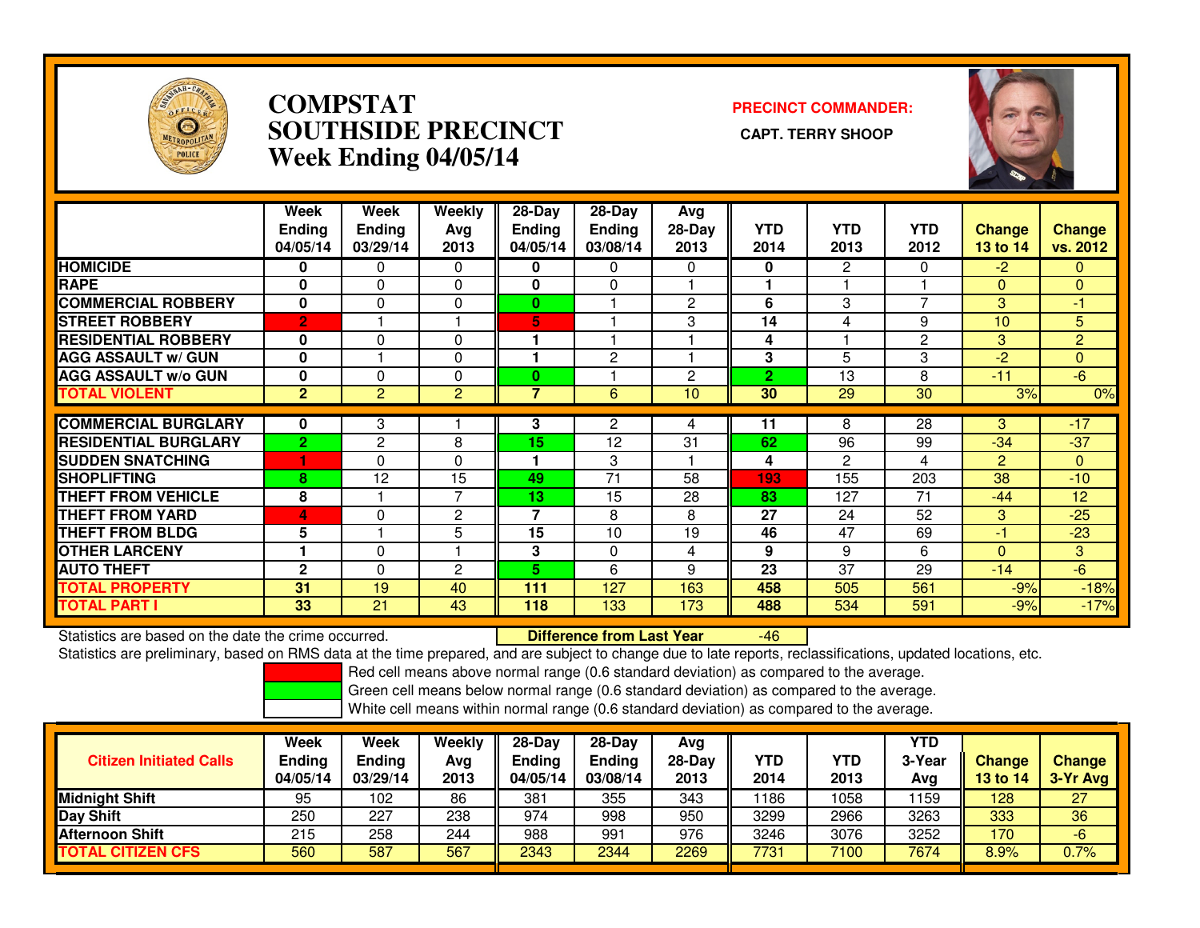# COMPSTAT
# SOUTHSIDE PRECINCT
## Week Ending 04/05/14

**PRECINCT COMMANDER:**

**CAPT. TERRY SHOOP**

| | Week Ending 04/05/14 | Week Ending 03/29/14 | Weekly Avg 2013 | 28-Day Ending 04/05/14 | 28-Day Ending 03/08/14 | Avg 28-Day 2013 | YTD 2014 | YTD 2013 | YTD 2012 | Change 13 to 14 | Change vs. 2012 |
|---|---|---|---|---|---|---|---|---|---|---|---|
| HOMICIDE | 0 | 0 | 0 | 0 | 0 | 0 | 0 | 2 | 0 | -2 | 0 |
| RAPE | 0 | 0 | 0 | 0 | 0 | 1 | 1 | 1 | 1 | 0 | 0 |
| COMMERCIAL ROBBERY | 0 | 0 | 0 | 0 | 1 | 2 | 6 | 3 | 7 | 3 | -1 |
| STREET ROBBERY | 2 | 1 | 1 | 5 | 1 | 3 | 14 | 4 | 9 | 10 | 5 |
| RESIDENTIAL ROBBERY | 0 | 0 | 0 | 1 | 1 | 1 | 4 | 1 | 2 | 3 | 2 |
| AGG ASSAULT w/ GUN | 0 | 1 | 0 | 1 | 2 | 1 | 3 | 5 | 3 | -2 | 0 |
| AGG ASSAULT w/o GUN | 0 | 0 | 0 | 0 | 1 | 2 | 2 | 13 | 8 | -11 | -6 |
| TOTAL VIOLENT | 2 | 2 | 2 | 7 | 6 | 10 | 30 | 29 | 30 | 3% | 0% |
| COMMERCIAL BURGLARY | 0 | 3 | 1 | 3 | 2 | 4 | 11 | 8 | 28 | 3 | -17 |
| RESIDENTIAL BURGLARY | 2 | 2 | 8 | 15 | 12 | 31 | 62 | 96 | 99 | -34 | -37 |
| SUDDEN SNATCHING | 1 | 0 | 0 | 1 | 3 | 1 | 4 | 2 | 4 | 2 | 0 |
| SHOPLIFTING | 8 | 12 | 15 | 49 | 71 | 58 | 193 | 155 | 203 | 38 | -10 |
| THEFT FROM VEHICLE | 8 | 1 | 7 | 13 | 15 | 28 | 83 | 127 | 71 | -44 | 12 |
| THEFT FROM YARD | 4 | 0 | 2 | 7 | 8 | 8 | 27 | 24 | 52 | 3 | -25 |
| THEFT FROM BLDG | 5 | 1 | 5 | 15 | 10 | 19 | 46 | 47 | 69 | -1 | -23 |
| OTHER LARCENY | 1 | 0 | 1 | 3 | 0 | 4 | 9 | 9 | 6 | 0 | 3 |
| AUTO THEFT | 2 | 0 | 2 | 5 | 6 | 9 | 23 | 37 | 29 | -14 | -6 |
| TOTAL PROPERTY | 31 | 19 | 40 | 111 | 127 | 163 | 458 | 505 | 561 | -9% | -18% |
| TOTAL PART I | 33 | 21 | 43 | 118 | 133 | 173 | 488 | 534 | 591 | -9% | -17% |

Statistics are based on the date the crime occurred. **Difference from Last Year** -46

Statistics are preliminary, based on RMS data at the time prepared, and are subject to change due to late reports, reclassifications, updated locations, etc.

Red cell means above normal range (0.6 standard deviation) as compared to the average.
Green cell means below normal range (0.6 standard deviation) as compared to the average.
White cell means within normal range (0.6 standard deviation) as compared to the average.

| Citizen Initiated Calls | Week Ending 04/05/14 | Week Ending 03/29/14 | Weekly Avg 2013 | 28-Day Ending 04/05/14 | 28-Day Ending 03/08/14 | Avg 28-Day 2013 | YTD 2014 | YTD 2013 | YTD 3-Year Avg | Change 13 to 14 | Change 3-Yr Avg |
|---|---|---|---|---|---|---|---|---|---|---|---|
| Midnight Shift | 95 | 102 | 86 | 381 | 355 | 343 | 1186 | 1058 | 1159 | 128 | 27 |
| Day Shift | 250 | 227 | 238 | 974 | 998 | 950 | 3299 | 2966 | 3263 | 333 | 36 |
| Afternoon Shift | 215 | 258 | 244 | 988 | 991 | 976 | 3246 | 3076 | 3252 | 170 | -6 |
| TOTAL CITIZEN CFS | 560 | 587 | 567 | 2343 | 2344 | 2269 | 7731 | 7100 | 7674 | 8.9% | 0.7% |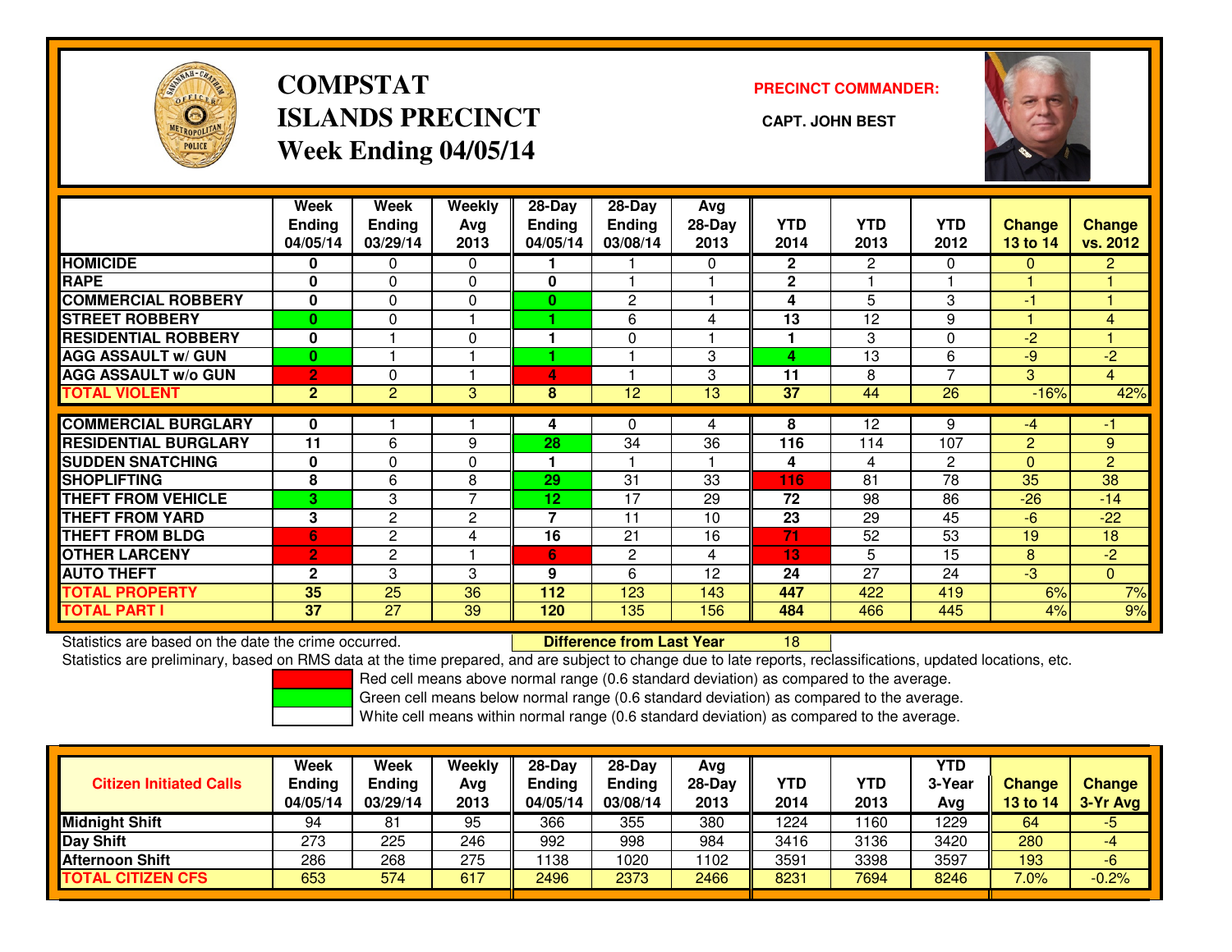# COMPSTAT
# ISLANDS PRECINCT
# Week Ending 04/05/14

**PRECINCT COMMANDER:**

**CAPT. JOHN BEST**

| | Week Ending 04/05/14 | Week Ending 03/29/14 | Weekly Avg 2013 | 28-Day Ending 04/05/14 | 28-Day Ending 03/08/14 | Avg 28-Day 2013 | YTD 2014 | YTD 2013 | YTD 2012 | Change 13 to 14 | Change vs. 2012 |
|---|---|---|---|---|---|---|---|---|---|---|---|
| HOMICIDE | 0 | 0 | 0 | 1 | 1 | 0 | 2 | 2 | 0 | 0 | 2 |
| RAPE | 0 | 0 | 0 | 0 | 1 | 1 | 2 | 1 | 1 | 1 | 1 |
| COMMERCIAL ROBBERY | 0 | 0 | 0 | 0 | 2 | 1 | 4 | 5 | 3 | -1 | 1 |
| STREET ROBBERY | 0 | 0 | 1 | 1 | 6 | 4 | 13 | 12 | 9 | 1 | 4 |
| RESIDENTIAL ROBBERY | 0 | 1 | 0 | 1 | 0 | 1 | 1 | 3 | 0 | -2 | 1 |
| AGG ASSAULT w/ GUN | 0 | 1 | 1 | 1 | 1 | 3 | 4 | 13 | 6 | -9 | -2 |
| AGG ASSAULT w/o GUN | 2 | 0 | 1 | 4 | 1 | 3 | 11 | 8 | 7 | 3 | 4 |
| TOTAL VIOLENT | 2 | 2 | 3 | 8 | 12 | 13 | 37 | 44 | 26 | -16% | 42% |
| COMMERCIAL BURGLARY | 0 | 1 | 1 | 4 | 0 | 4 | 8 | 12 | 9 | -4 | -1 |
| RESIDENTIAL BURGLARY | 11 | 6 | 9 | 28 | 34 | 36 | 116 | 114 | 107 | 2 | 9 |
| SUDDEN SNATCHING | 0 | 0 | 0 | 1 | 1 | 1 | 4 | 4 | 2 | 0 | 2 |
| SHOPLIFTING | 8 | 6 | 8 | 29 | 31 | 33 | 116 | 81 | 78 | 35 | 38 |
| THEFT FROM VEHICLE | 3 | 3 | 7 | 12 | 17 | 29 | 72 | 98 | 86 | -26 | -14 |
| THEFT FROM YARD | 3 | 2 | 2 | 7 | 11 | 10 | 23 | 29 | 45 | -6 | -22 |
| THEFT FROM BLDG | 6 | 2 | 4 | 16 | 21 | 16 | 71 | 52 | 53 | 19 | 18 |
| OTHER LARCENY | 2 | 2 | 1 | 6 | 2 | 4 | 13 | 5 | 15 | 8 | -2 |
| AUTO THEFT | 2 | 3 | 3 | 9 | 6 | 12 | 24 | 27 | 24 | -3 | 0 |
| TOTAL PROPERTY | 35 | 25 | 36 | 112 | 123 | 143 | 447 | 422 | 419 | 6% | 7% |
| TOTAL PART I | 37 | 27 | 39 | 120 | 135 | 156 | 484 | 466 | 445 | 4% | 9% |

Statistics are based on the date the crime occurred. **Difference from Last Year** 18

Statistics are preliminary, based on RMS data at the time prepared, and are subject to change due to late reports, reclassifications, updated locations, etc.

Red cell means above normal range (0.6 standard deviation) as compared to the average.
Green cell means below normal range (0.6 standard deviation) as compared to the average.
White cell means within normal range (0.6 standard deviation) as compared to the average.

| Citizen Initiated Calls | Week Ending 04/05/14 | Week Ending 03/29/14 | Weekly Avg 2013 | 28-Day Ending 04/05/14 | 28-Day Ending 03/08/14 | Avg 28-Day 2013 | YTD 2014 | YTD 2013 | YTD 3-Year Avg | Change 13 to 14 | Change 3-Yr Avg |
|---|---|---|---|---|---|---|---|---|---|---|---|
| Midnight Shift | 94 | 81 | 95 | 366 | 355 | 380 | 1224 | 1160 | 1229 | 64 | -5 |
| Day Shift | 273 | 225 | 246 | 992 | 998 | 984 | 3416 | 3136 | 3420 | 280 | -4 |
| Afternoon Shift | 286 | 268 | 275 | 1138 | 1020 | 1102 | 3591 | 3398 | 3597 | 193 | -6 |
| TOTAL CITIZEN CFS | 653 | 574 | 617 | 2496 | 2373 | 2466 | 8231 | 7694 | 8246 | 7.0% | -0.2% |